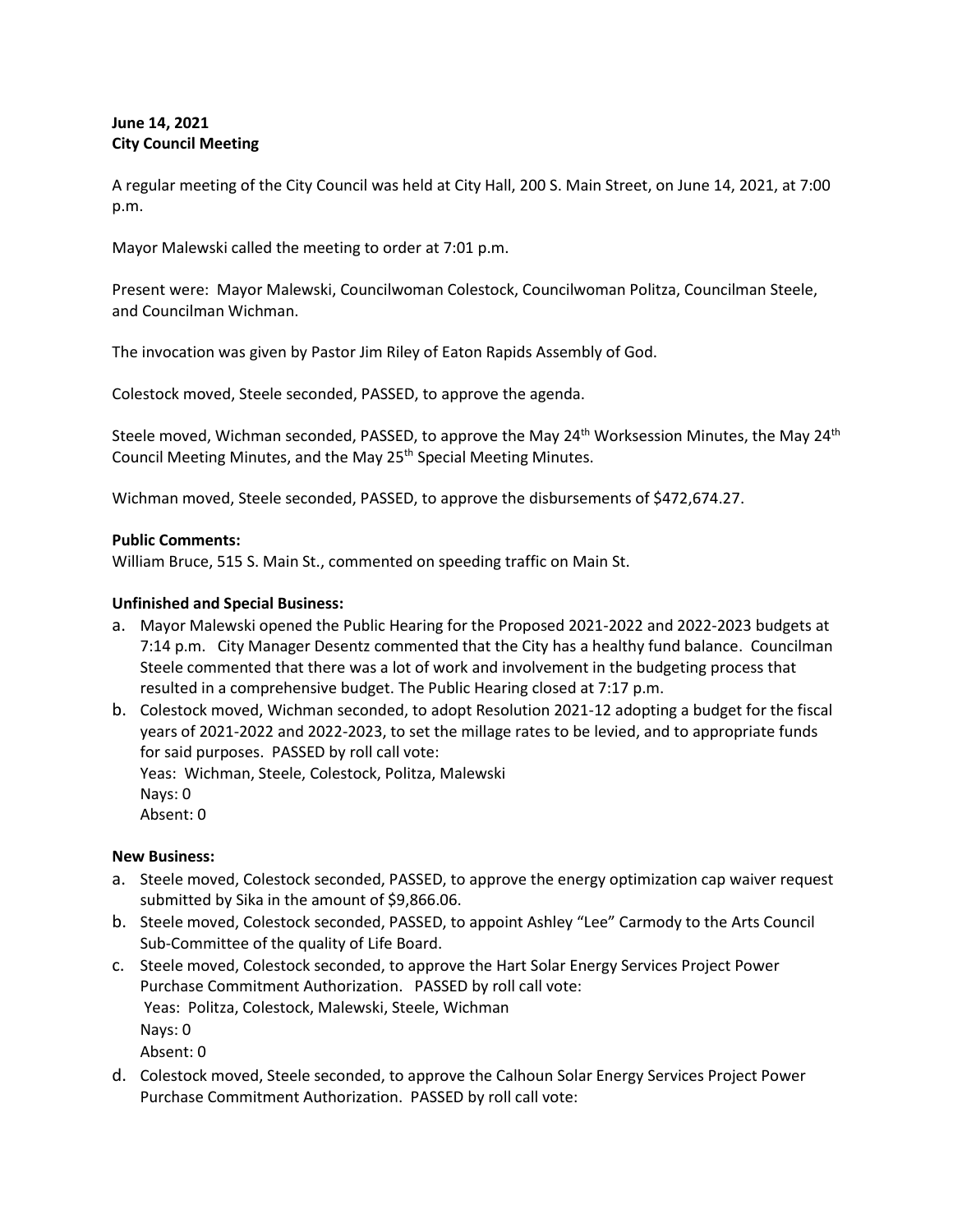**June 14, 2021**
**City Council Meeting**

A regular meeting of the City Council was held at City Hall, 200 S. Main Street, on June 14, 2021, at 7:00 p.m.

Mayor Malewski called the meeting to order at 7:01 p.m.

Present were: Mayor Malewski, Councilwoman Colestock, Councilwoman Politza, Councilman Steele, and Councilman Wichman.

The invocation was given by Pastor Jim Riley of Eaton Rapids Assembly of God.

Colestock moved, Steele seconded, PASSED, to approve the agenda.

Steele moved, Wichman seconded, PASSED, to approve the May 24th Worksession Minutes, the May 24th Council Meeting Minutes, and the May 25th Special Meeting Minutes.

Wichman moved, Steele seconded, PASSED, to approve the disbursements of $472,674.27.

**Public Comments:**
William Bruce, 515 S. Main St., commented on speeding traffic on Main St.

**Unfinished and Special Business:**

a. Mayor Malewski opened the Public Hearing for the Proposed 2021-2022 and 2022-2023 budgets at 7:14 p.m. City Manager Desentz commented that the City has a healthy fund balance. Councilman Steele commented that there was a lot of work and involvement in the budgeting process that resulted in a comprehensive budget. The Public Hearing closed at 7:17 p.m.
b. Colestock moved, Wichman seconded, to adopt Resolution 2021-12 adopting a budget for the fiscal years of 2021-2022 and 2022-2023, to set the millage rates to be levied, and to appropriate funds for said purposes. PASSED by roll call vote:
   Yeas: Wichman, Steele, Colestock, Politza, Malewski
   Nays: 0
   Absent: 0

**New Business:**

a. Steele moved, Colestock seconded, PASSED, to approve the energy optimization cap waiver request submitted by Sika in the amount of $9,866.06.
b. Steele moved, Colestock seconded, PASSED, to appoint Ashley "Lee" Carmody to the Arts Council Sub-Committee of the quality of Life Board.
c. Steele moved, Colestock seconded, to approve the Hart Solar Energy Services Project Power Purchase Commitment Authorization. PASSED by roll call vote:
   Yeas: Politza, Colestock, Malewski, Steele, Wichman
   Nays: 0
   Absent: 0
d. Colestock moved, Steele seconded, to approve the Calhoun Solar Energy Services Project Power Purchase Commitment Authorization. PASSED by roll call vote: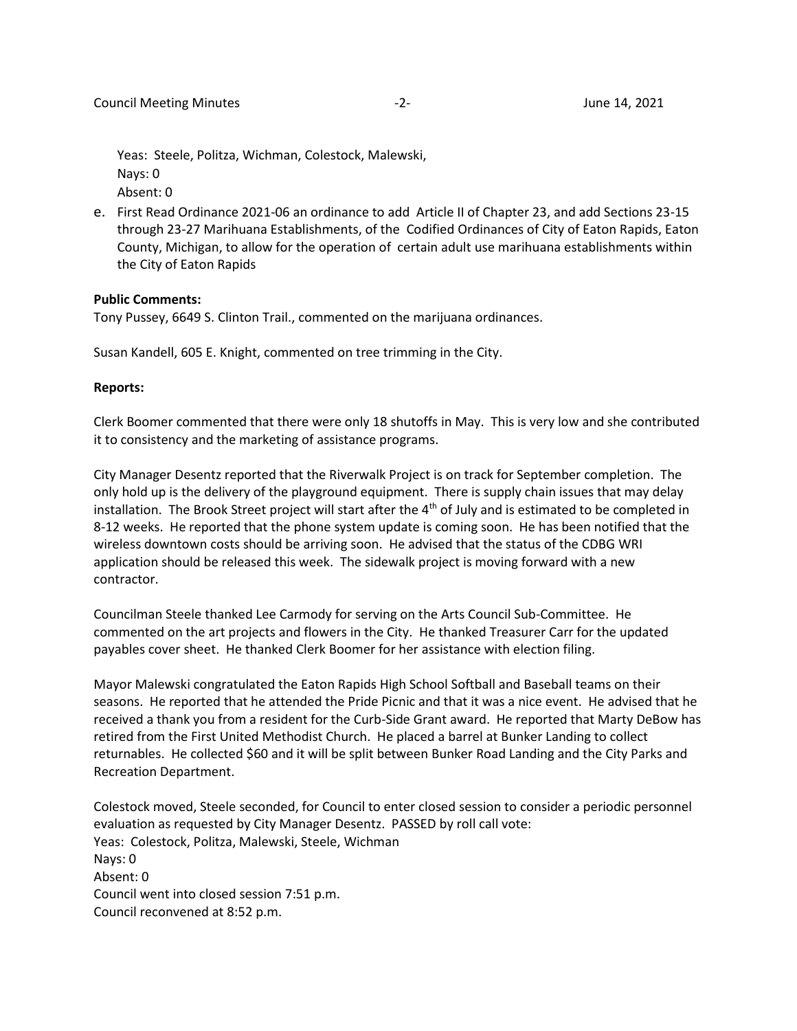Yeas: Steele, Politza, Wichman, Colestock, Malewski,
Nays: 0
Absent: 0

e. First Read Ordinance 2021-06 an ordinance to add Article II of Chapter 23, and add Sections 23-15 through 23-27 Marihuana Establishments, of the Codified Ordinances of City of Eaton Rapids, Eaton County, Michigan, to allow for the operation of certain adult use marihuana establishments within the City of Eaton Rapids

**Public Comments:**

Tony Pussey, 6649 S. Clinton Trail., commented on the marijuana ordinances.

Susan Kandell, 605 E. Knight, commented on tree trimming in the City.

**Reports:**

Clerk Boomer commented that there were only 18 shutoffs in May. This is very low and she contributed it to consistency and the marketing of assistance programs.

City Manager Desentz reported that the Riverwalk Project is on track for September completion. The only hold up is the delivery of the playground equipment. There is supply chain issues that may delay installation. The Brook Street project will start after the 4th of July and is estimated to be completed in 8-12 weeks. He reported that the phone system update is coming soon. He has been notified that the wireless downtown costs should be arriving soon. He advised that the status of the CDBG WRI application should be released this week. The sidewalk project is moving forward with a new contractor.

Councilman Steele thanked Lee Carmody for serving on the Arts Council Sub-Committee. He commented on the art projects and flowers in the City. He thanked Treasurer Carr for the updated payables cover sheet. He thanked Clerk Boomer for her assistance with election filing.

Mayor Malewski congratulated the Eaton Rapids High School Softball and Baseball teams on their seasons. He reported that he attended the Pride Picnic and that it was a nice event. He advised that he received a thank you from a resident for the Curb-Side Grant award. He reported that Marty DeBow has retired from the First United Methodist Church. He placed a barrel at Bunker Landing to collect returnables. He collected $60 and it will be split between Bunker Road Landing and the City Parks and Recreation Department.

Colestock moved, Steele seconded, for Council to enter closed session to consider a periodic personnel evaluation as requested by City Manager Desentz. PASSED by roll call vote:
Yeas: Colestock, Politza, Malewski, Steele, Wichman
Nays: 0
Absent: 0
Council went into closed session 7:51 p.m.
Council reconvened at 8:52 p.m.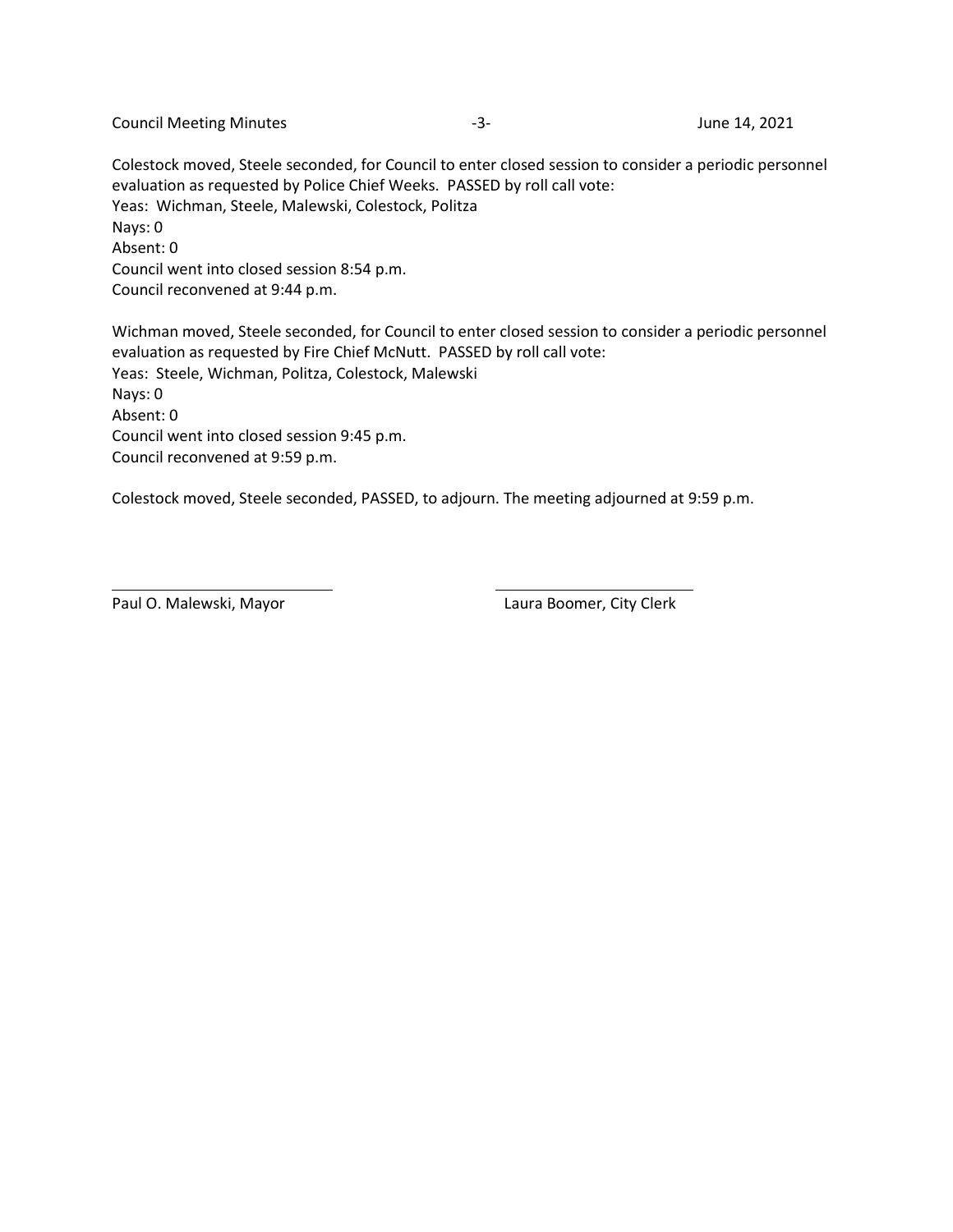Colestock moved, Steele seconded, for Council to enter closed session to consider a periodic personnel evaluation as requested by Police Chief Weeks. PASSED by roll call vote:
Yeas: Wichman, Steele, Malewski, Colestock, Politza
Nays: 0
Absent: 0
Council went into closed session 8:54 p.m.
Council reconvened at 9:44 p.m.

Wichman moved, Steele seconded, for Council to enter closed session to consider a periodic personnel evaluation as requested by Fire Chief McNutt. PASSED by roll call vote:
Yeas: Steele, Wichman, Politza, Colestock, Malewski
Nays: 0
Absent: 0
Council went into closed session 9:45 p.m.
Council reconvened at 9:59 p.m.

Colestock moved, Steele seconded, PASSED, to adjourn. The meeting adjourned at 9:59 p.m.

Paul O. Malewski, Mayor

Laura Boomer, City Clerk